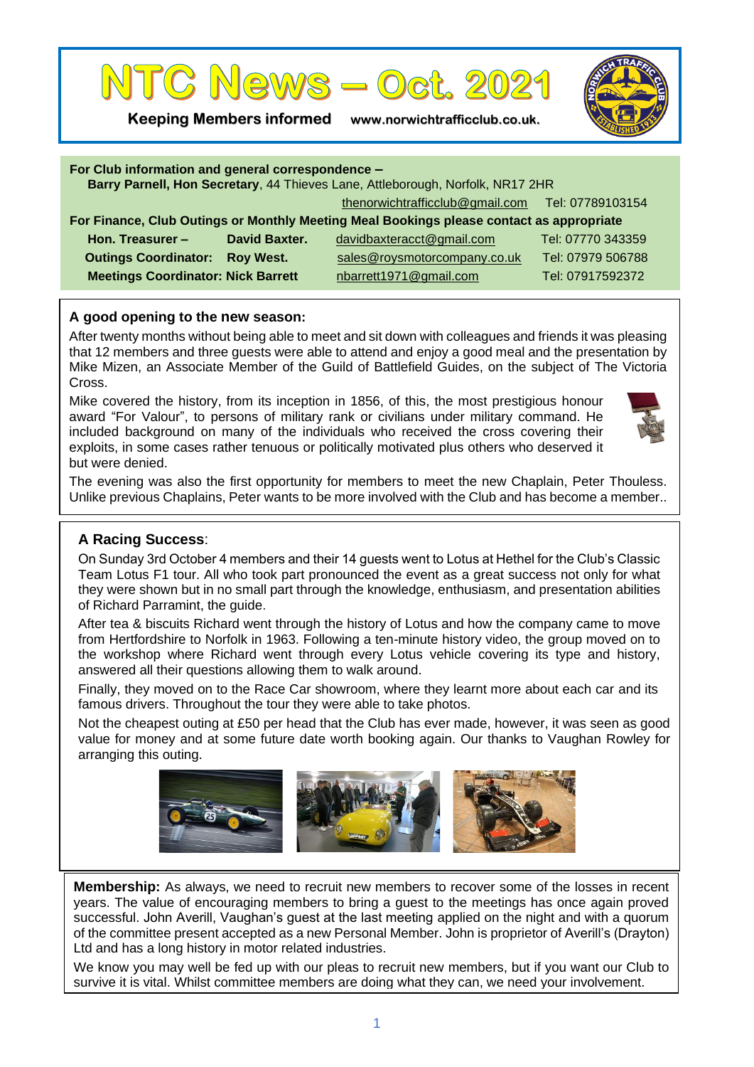# NTC News – Oct. 2021

**Keeping Members informed** www.norwichtrafficclub.co.uk.

**For Club information and general correspondence –**
**Barry Parnell, Hon Secretary**, 44 Thieves Lane, Attleborough, Norfolk, NR17 2HR
thenorwichtrafficclub@gmail.com Tel: 07789103154

**For Finance, Club Outings or Monthly Meeting Meal Bookings please contact as appropriate**

| | | | |
|---|---|---|---|
| **Hon. Treasurer –** | **David Baxter.** | davidbaxteracct@gmail.com | Tel: 07770 343359 |
| **Outings Coordinator:** | **Roy West.** | sales@roysmotorcompany.co.uk | Tel: 07979 506788 |
| **Meetings Coordinator:** | **Nick Barrett** | nbarrett1971@gmail.com | Tel: 07917592372 |

## A good opening to the new season:

After twenty months without being able to meet and sit down with colleagues and friends it was pleasing that 12 members and three guests were able to attend and enjoy a good meal and the presentation by Mike Mizen, an Associate Member of the Guild of Battlefield Guides, on the subject of The Victoria Cross.

Mike covered the history, from its inception in 1856, of this, the most prestigious honour award "For Valour", to persons of military rank or civilians under military command. He included background on many of the individuals who received the cross covering their exploits, in some cases rather tenuous or politically motivated plus others who deserved it but were denied.

The evening was also the first opportunity for members to meet the new Chaplain, Peter Thouless. Unlike previous Chaplains, Peter wants to be more involved with the Club and has become a member..

## A Racing Success:

On Sunday 3rd October 4 members and their 14 guests went to Lotus at Hethel for the Club's Classic Team Lotus F1 tour. All who took part pronounced the event as a great success not only for what they were shown but in no small part through the knowledge, enthusiasm, and presentation abilities of Richard Parramint, the guide.

After tea & biscuits Richard went through the history of Lotus and how the company came to move from Hertfordshire to Norfolk in 1963. Following a ten-minute history video, the group moved on to the workshop where Richard went through every Lotus vehicle covering its type and history, answered all their questions allowing them to walk around.

Finally, they moved on to the Race Car showroom, where they learnt more about each car and its famous drivers. Throughout the tour they were able to take photos.

Not the cheapest outing at £50 per head that the Club has ever made, however, it was seen as good value for money and at some future date worth booking again. Our thanks to Vaughan Rowley for arranging this outing.

**Membership:** As always, we need to recruit new members to recover some of the losses in recent years. The value of encouraging members to bring a guest to the meetings has once again proved successful. John Averill, Vaughan's guest at the last meeting applied on the night and with a quorum of the committee present accepted as a new Personal Member. John is proprietor of Averill's (Drayton) Ltd and has a long history in motor related industries.

We know you may well be fed up with our pleas to recruit new members, but if you want our Club to survive it is vital. Whilst committee members are doing what they can, we need your involvement.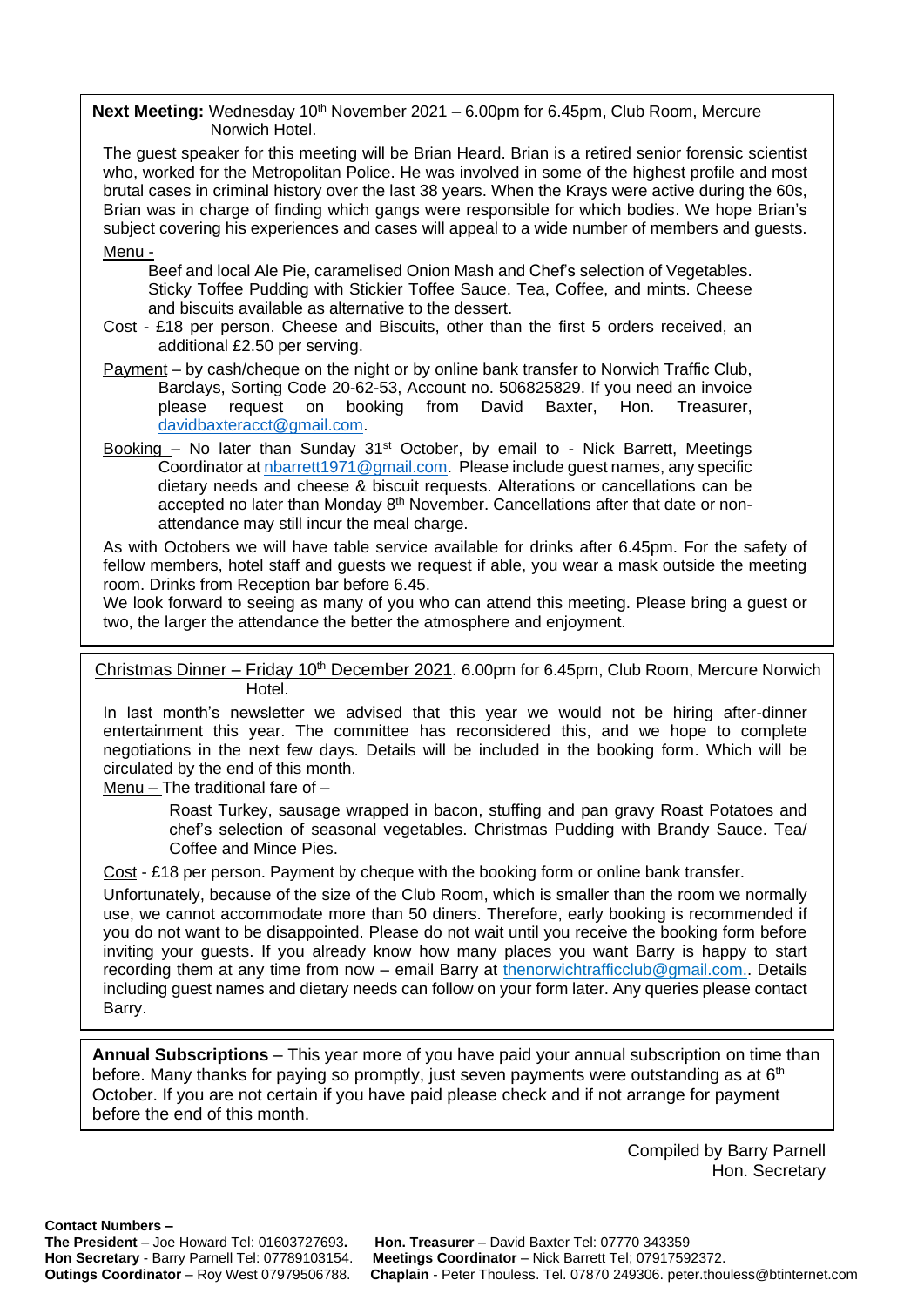**Next Meeting:** Wednesday 10th November 2021 – 6.00pm for 6.45pm, Club Room, Mercure Norwich Hotel.

The guest speaker for this meeting will be Brian Heard. Brian is a retired senior forensic scientist who, worked for the Metropolitan Police. He was involved in some of the highest profile and most brutal cases in criminal history over the last 38 years. When the Krays were active during the 60s, Brian was in charge of finding which gangs were responsible for which bodies. We hope Brian's subject covering his experiences and cases will appeal to a wide number of members and guests.

Menu -

Beef and local Ale Pie, caramelised Onion Mash and Chef's selection of Vegetables. Sticky Toffee Pudding with Stickier Toffee Sauce. Tea, Coffee, and mints. Cheese and biscuits available as alternative to the dessert.

Cost - £18 per person. Cheese and Biscuits, other than the first 5 orders received, an additional £2.50 per serving.

Payment – by cash/cheque on the night or by online bank transfer to Norwich Traffic Club, Barclays, Sorting Code 20-62-53, Account no. 506825829. If you need an invoice please request on booking from David Baxter, Hon. Treasurer, davidbaxteracct@gmail.com.

Booking – No later than Sunday 31st October, by email to - Nick Barrett, Meetings Coordinator at nbarrett1971@gmail.com. Please include guest names, any specific dietary needs and cheese & biscuit requests. Alterations or cancellations can be accepted no later than Monday 8th November. Cancellations after that date or non-attendance may still incur the meal charge.

As with Octobers we will have table service available for drinks after 6.45pm. For the safety of fellow members, hotel staff and guests we request if able, you wear a mask outside the meeting room. Drinks from Reception bar before 6.45.

We look forward to seeing as many of you who can attend this meeting. Please bring a guest or two, the larger the attendance the better the atmosphere and enjoyment.

Christmas Dinner – Friday 10th December 2021. 6.00pm for 6.45pm, Club Room, Mercure Norwich Hotel.

In last month's newsletter we advised that this year we would not be hiring after-dinner entertainment this year. The committee has reconsidered this, and we hope to complete negotiations in the next few days. Details will be included in the booking form. Which will be circulated by the end of this month.

Menu – The traditional fare of –

Roast Turkey, sausage wrapped in bacon, stuffing and pan gravy Roast Potatoes and chef's selection of seasonal vegetables. Christmas Pudding with Brandy Sauce. Tea/ Coffee and Mince Pies.

Cost - £18 per person. Payment by cheque with the booking form or online bank transfer.

Unfortunately, because of the size of the Club Room, which is smaller than the room we normally use, we cannot accommodate more than 50 diners. Therefore, early booking is recommended if you do not want to be disappointed. Please do not wait until you receive the booking form before inviting your guests. If you already know how many places you want Barry is happy to start recording them at any time from now – email Barry at thenorwichtrafficclub@gmail.com.. Details including guest names and dietary needs can follow on your form later. Any queries please contact Barry.

**Annual Subscriptions** – This year more of you have paid your annual subscription on time than before. Many thanks for paying so promptly, just seven payments were outstanding as at 6th October. If you are not certain if you have paid please check and if not arrange for payment before the end of this month.

Compiled by Barry Parnell
Hon. Secretary

**Contact Numbers –**

**The President** – Joe Howard Tel: 01603727693.
**Hon Secretary** - Barry Parnell Tel: 07789103154.
**Outings Coordinator** – Roy West 07979506788.
**Hon. Treasurer** – David Baxter Tel: 07770 343359
**Meetings Coordinator** – Nick Barrett Tel; 07917592372.
**Chaplain** - Peter Thouless. Tel. 07870 249306. peter.thouless@btinternet.com